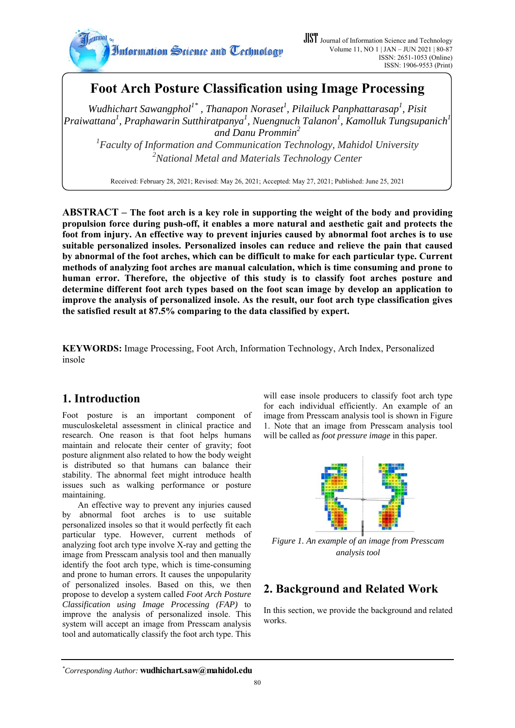# Foot Arch Posture Classification using Image Processing

*Wudhichart Sawangphol[1*], Thanapon Noraset[1], Pilailuck Panphattarasap[1], Pisit Praiwattana[1], Praphawarin Sutthiratpanya[1], Nuengnuch Talanon[1], Kamolluk Tungsupanich[1] and Danu Prommin[2]*

[1]*Faculty of Information and Communication Technology, Mahidol University*

[2]*National Metal and Materials Technology Center*

Received: February 28, 2021; Revised: May 26, 2021; Accepted: May 27, 2021; Published: June 25, 2021

**ABSTRACT – The foot arch is a key role in supporting the weight of the body and providing propulsion force during push-off, it enables a more natural and aesthetic gait and protects the foot from injury. An effective way to prevent injuries caused by abnormal foot arches is to use suitable personalized insoles. Personalized insoles can reduce and relieve the pain that caused by abnormal of the foot arches, which can be difficult to make for each particular type. Current methods of analyzing foot arches are manual calculation, which is time consuming and prone to human error. Therefore, the objective of this study is to classify foot arches posture and determine different foot arch types based on the foot scan image by develop an application to improve the analysis of personalized insole. As the result, our foot arch type classification gives the satisfied result at 87.5% comparing to the data classified by expert.**

**KEYWORDS:** Image Processing, Foot Arch, Information Technology, Arch Index, Personalized insole

## 1. Introduction

Foot posture is an important component of musculoskeletal assessment in clinical practice and research. One reason is that foot helps humans maintain and relocate their center of gravity; foot posture alignment also related to how the body weight is distributed so that humans can balance their stability. The abnormal feet might introduce health issues such as walking performance or posture maintaining.

An effective way to prevent any injuries caused by abnormal foot arches is to use suitable personalized insoles so that it would perfectly fit each particular type. However, current methods of analyzing foot arch type involve X-ray and getting the image from Presscam analysis tool and then manually identify the foot arch type, which is time-consuming and prone to human errors. It causes the unpopularity of personalized insoles. Based on this, we then propose to develop a system called *Foot Arch Posture Classification using Image Processing (FAP)* to improve the analysis of personalized insole. This system will accept an image from Presscam analysis tool and automatically classify the foot arch type. This will ease insole producers to classify foot arch type for each individual efficiently. An example of an image from Presscam analysis tool is shown in Figure 1. Note that an image from Presscam analysis tool will be called as *foot pressure image* in this paper.

*Figure 1. An example of an image from Presscam analysis tool*

## 2. Background and Related Work

In this section, we provide the background and related works.

[*]*Corresponding Author:* **wudhichart.saw@mahidol.edu**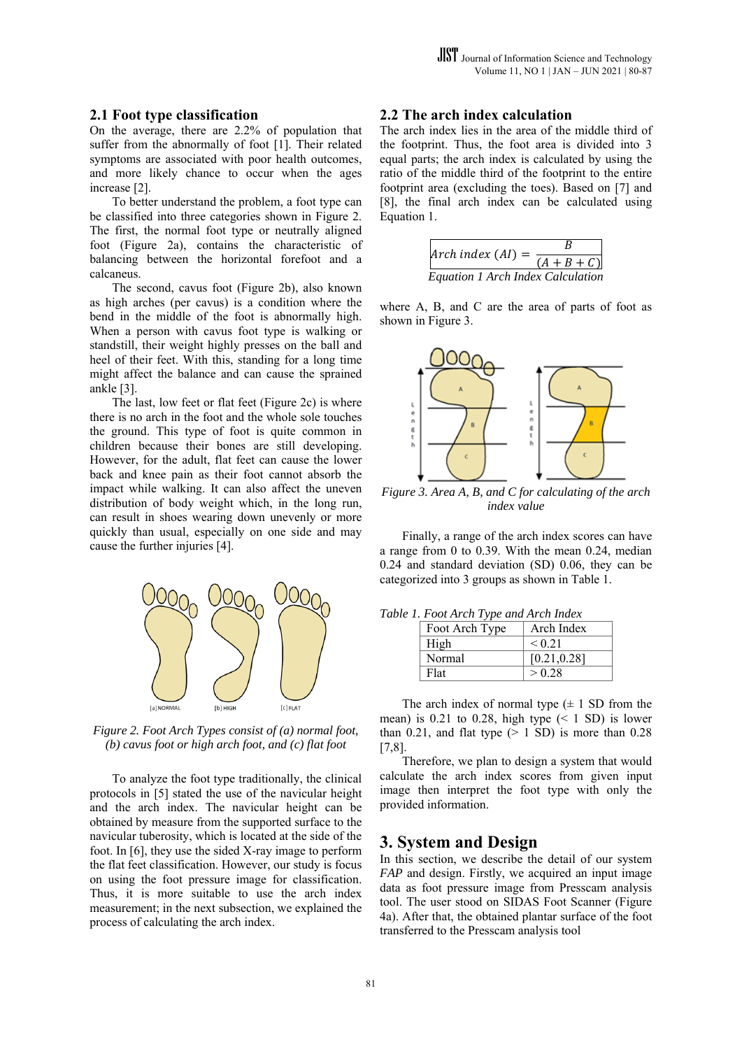## 2.1 Foot type classification

On the average, there are 2.2% of population that suffer from the abnormally of foot [1]. Their related symptoms are associated with poor health outcomes, and more likely chance to occur when the ages increase [2].

To better understand the problem, a foot type can be classified into three categories shown in Figure 2. The first, the normal foot type or neutrally aligned foot (Figure 2a), contains the characteristic of balancing between the horizontal forefoot and a calcaneus.

The second, cavus foot (Figure 2b), also known as high arches (per cavus) is a condition where the bend in the middle of the foot is abnormally high. When a person with cavus foot type is walking or standstill, their weight highly presses on the ball and heel of their feet. With this, standing for a long time might affect the balance and can cause the sprained ankle [3].

The last, low feet or flat feet (Figure 2c) is where there is no arch in the foot and the whole sole touches the ground. This type of foot is quite common in children because their bones are still developing. However, for the adult, flat feet can cause the lower back and knee pain as their foot cannot absorb the impact while walking. It can also affect the uneven distribution of body weight which, in the long run, can result in shoes wearing down unevenly or more quickly than usual, especially on one side and may cause the further injuries [4].

*Figure 2. Foot Arch Types consist of (a) normal foot, (b) cavus foot or high arch foot, and (c) flat foot*

To analyze the foot type traditionally, the clinical protocols in [5] stated the use of the navicular height and the arch index. The navicular height can be obtained by measure from the supported surface to the navicular tuberosity, which is located at the side of the foot. In [6], they use the sided X-ray image to perform the flat feet classification. However, our study is focus on using the foot pressure image for classification. Thus, it is more suitable to use the arch index measurement; in the next subsection, we explained the process of calculating the arch index.

## 2.2 The arch index calculation

The arch index lies in the area of the middle third of the footprint. Thus, the foot area is divided into 3 equal parts; the arch index is calculated by using the ratio of the middle third of the footprint to the entire footprint area (excluding the toes). Based on [7] and [8], the final arch index can be calculated using Equation 1.

$$Arch\ index\ (AI) = \frac{B}{(A + B + C)}$$

*Equation 1 Arch Index Calculation*

where A, B, and C are the area of parts of foot as shown in Figure 3.

*Figure 3. Area A, B, and C for calculating of the arch index value*

Finally, a range of the arch index scores can have a range from 0 to 0.39. With the mean 0.24, median 0.24 and standard deviation (SD) 0.06, they can be categorized into 3 groups as shown in Table 1.

*Table 1. Foot Arch Type and Arch Index*

| Foot Arch Type | Arch Index |
|---|---|
| High | < 0.21 |
| Normal | [0.21,0.28] |
| Flat | > 0.28 |

The arch index of normal type (± 1 SD from the mean) is 0.21 to 0.28, high type (< 1 SD) is lower than 0.21, and flat type (> 1 SD) is more than 0.28 [7,8].

Therefore, we plan to design a system that would calculate the arch index scores from given input image then interpret the foot type with only the provided information.

# 3. System and Design

In this section, we describe the detail of our system *FAP* and design. Firstly, we acquired an input image data as foot pressure image from Presscam analysis tool. The user stood on SIDAS Foot Scanner (Figure 4a). After that, the obtained plantar surface of the foot transferred to the Presscam analysis tool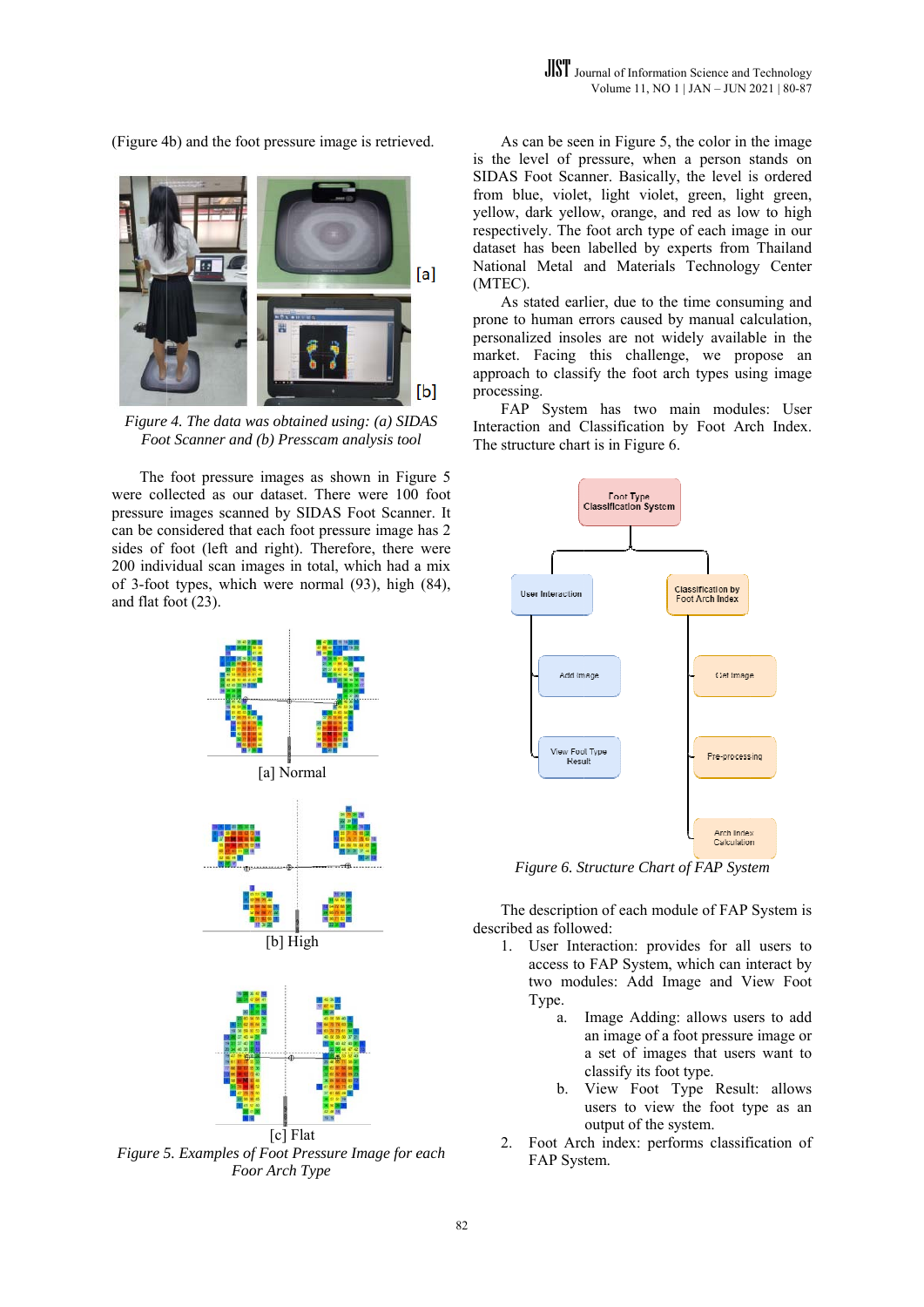(Figure 4b) and the foot pressure image is retrieved.

Figure 4. The data was obtained using: (a) SIDAS Foot Scanner and (b) Presscam analysis tool

The foot pressure images as shown in Figure 5 were collected as our dataset. There were 100 foot pressure images scanned by SIDAS Foot Scanner. It can be considered that each foot pressure image has 2 sides of foot (left and right). Therefore, there were 200 individual scan images in total, which had a mix of 3-foot types, which were normal (93), high (84), and flat foot (23).

[a] Normal

[b] High

[c] Flat

*Figure 5. Examples of Foot Pressure Image for each Foor Arch Type*

As can be seen in Figure 5, the color in the image is the level of pressure, when a person stands on SIDAS Foot Scanner. Basically, the level is ordered from blue, violet, light violet, green, light green, yellow, dark yellow, orange, and red as low to high respectively. The foot arch type of each image in our dataset has been labelled by experts from Thailand National Metal and Materials Technology Center (MTEC).

As stated earlier, due to the time consuming and prone to human errors caused by manual calculation, personalized insoles are not widely available in the market. Facing this challenge, we propose an approach to classify the foot arch types using image processing.

FAP System has two main modules: User Interaction and Classification by Foot Arch Index. The structure chart is in Figure 6.

*Figure 6. Structure Chart of FAP System*

The description of each module of FAP System is described as followed:

1. User Interaction: provides for all users to access to FAP System, which can interact by two modules: Add Image and View Foot Type.
   a. Image Adding: allows users to add an image of a foot pressure image or a set of images that users want to classify its foot type.
   b. View Foot Type Result: allows users to view the foot type as an output of the system.
2. Foot Arch index: performs classification of FAP System.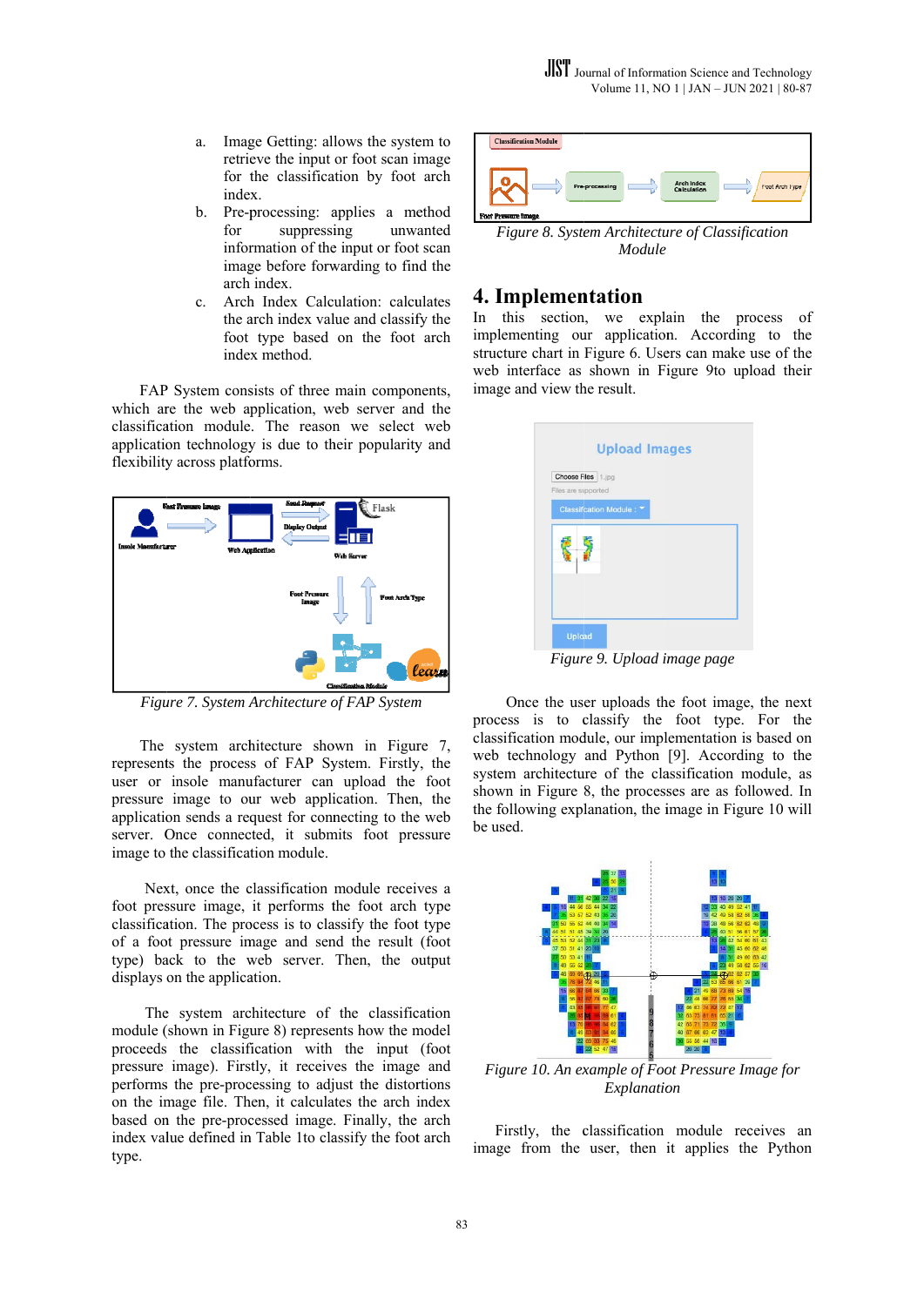a. Image Getting: allows the system to retrieve the input or foot scan image for the classification by foot arch index.
b. Pre-processing: applies a method for suppressing unwanted information of the input or foot scan image before forwarding to find the arch index.
c. Arch Index Calculation: calculates the arch index value and classify the foot type based on the foot arch index method.

FAP System consists of three main components, which are the web application, web server and the classification module. The reason we select web application technology is due to their popularity and flexibility across platforms.

*Figure 7. System Architecture of FAP System*

The system architecture shown in Figure 7, represents the process of FAP System. Firstly, the user or insole manufacturer can upload the foot pressure image to our web application. Then, the application sends a request for connecting to the web server. Once connected, it submits foot pressure image to the classification module.

Next, once the classification module receives a foot pressure image, it performs the foot arch type classification. The process is to classify the foot type of a foot pressure image and send the result (foot type) back to the web server. Then, the output displays on the application.

The system architecture of the classification module (shown in Figure 8) represents how the model proceeds the classification with the input (foot pressure image). Firstly, it receives the image and performs the pre-processing to adjust the distortions on the image file. Then, it calculates the arch index based on the pre-processed image. Finally, the arch index value defined in Table 1to classify the foot arch type.

*Figure 8. System Architecture of Classification Module*

# 4. Implementation

In this section, we explain the process of implementing our application. According to the structure chart in Figure 6. Users can make use of the web interface as shown in Figure 9to upload their image and view the result.

*Figure 9. Upload image page*

Once the user uploads the foot image, the next process is to classify the foot type. For the classification module, our implementation is based on web technology and Python [9]. According to the system architecture of the classification module, as shown in Figure 8, the processes are as followed. In the following explanation, the image in Figure 10 will be used.

*Figure 10. An example of Foot Pressure Image for Explanation*

Firstly, the classification module receives an image from the user, then it applies the Python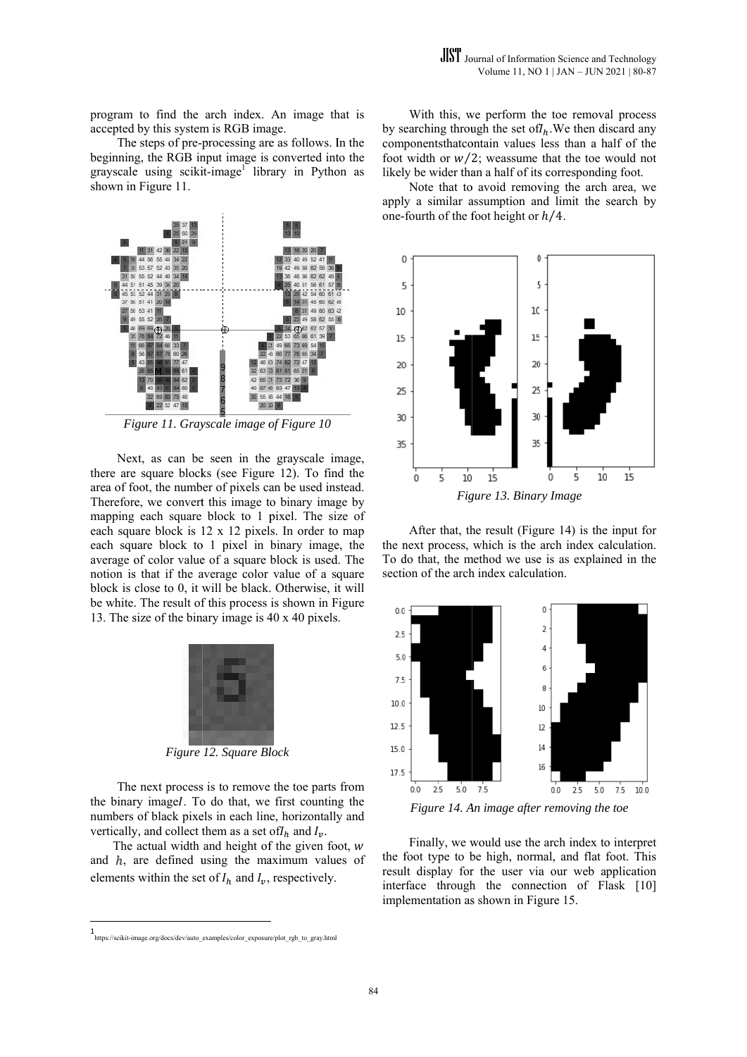program to find the arch index. An image that is accepted by this system is RGB image.

The steps of pre-processing are as follows. In the beginning, the RGB input image is converted into the grayscale using scikit-image[1] library in Python as shown in Figure 11.

*Figure 11. Grayscale image of Figure 10*

Next, as can be seen in the grayscale image, there are square blocks (see Figure 12). To find the area of foot, the number of pixels can be used instead. Therefore, we convert this image to binary image by mapping each square block to 1 pixel. The size of each square block is 12 x 12 pixels. In order to map each square block to 1 pixel in binary image, the average of color value of a square block is used. The notion is that if the average color value of a square block is close to 0, it will be black. Otherwise, it will be white. The result of this process is shown in Figure 13. The size of the binary image is 40 x 40 pixels.

*Figure 12. Square Block*

The next process is to remove the toe parts from the binary image $I$. To do that, we first counting the numbers of black pixels in each line, horizontally and vertically, and collect them as a set of $I_h$ and $I_v$.

The actual width and height of the given foot, $w$ and $h$, are defined using the maximum values of elements within the set of $I_h$ and $I_v$, respectively.

With this, we perform the toe removal process by searching through the set of $I_h$. We then discard any components that contain values less than a half of the foot width or $w/2$; we assume that the toe would not likely be wider than a half of its corresponding foot.

Note that to avoid removing the arch area, we apply a similar assumption and limit the search by one-fourth of the foot height or $h/4$.

*Figure 13. Binary Image*

After that, the result (Figure 14) is the input for the next process, which is the arch index calculation. To do that, the method we use is as explained in the section of the arch index calculation.

*Figure 14. An image after removing the toe*

Finally, we would use the arch index to interpret the foot type to be high, normal, and flat foot. This result display for the user via our web application interface through the connection of Flask [10] implementation as shown in Figure 15.

---

[1] https://scikit-image.org/docs/dev/auto_examples/color_exposure/plot_rgb_to_gray.html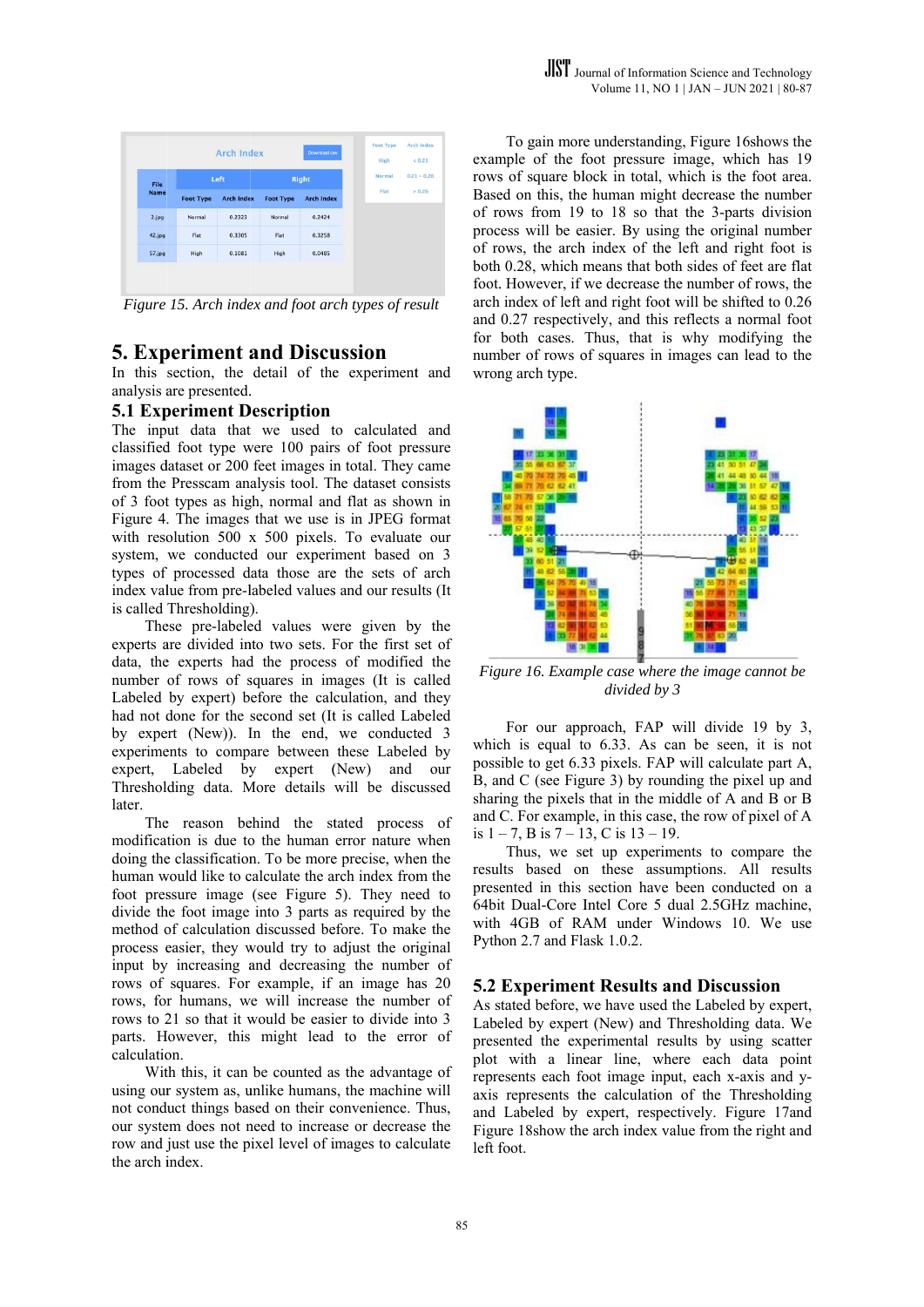Figure 15. Arch index and foot arch types of result

## 5. Experiment and Discussion

In this section, the detail of the experiment and analysis are presented.

### 5.1 Experiment Description

The input data that we used to calculated and classified foot type were 100 pairs of foot pressure images dataset or 200 feet images in total. They came from the Presscam analysis tool. The dataset consists of 3 foot types as high, normal and flat as shown in Figure 4. The images that we use is in JPEG format with resolution 500 x 500 pixels. To evaluate our system, we conducted our experiment based on 3 types of processed data those are the sets of arch index value from pre-labeled values and our results (It is called Thresholding).

These pre-labeled values were given by the experts are divided into two sets. For the first set of data, the experts had the process of modified the number of rows of squares in images (It is called Labeled by expert) before the calculation, and they had not done for the second set (It is called Labeled by expert (New)). In the end, we conducted 3 experiments to compare between these Labeled by expert, Labeled by expert (New) and our Thresholding data. More details will be discussed later.

The reason behind the stated process of modification is due to the human error nature when doing the classification. To be more precise, when the human would like to calculate the arch index from the foot pressure image (see Figure 5). They need to divide the foot image into 3 parts as required by the method of calculation discussed before. To make the process easier, they would try to adjust the original input by increasing and decreasing the number of rows of squares. For example, if an image has 20 rows, for humans, we will increase the number of rows to 21 so that it would be easier to divide into 3 parts. However, this might lead to the error of calculation.

With this, it can be counted as the advantage of using our system as, unlike humans, the machine will not conduct things based on their convenience. Thus, our system does not need to increase or decrease the row and just use the pixel level of images to calculate the arch index.

To gain more understanding, Figure 16shows the example of the foot pressure image, which has 19 rows of square block in total, which is the foot area. Based on this, the human might decrease the number of rows from 19 to 18 so that the 3-parts division process will be easier. By using the original number of rows, the arch index of the left and right foot is both 0.28, which means that both sides of feet are flat foot. However, if we decrease the number of rows, the arch index of left and right foot will be shifted to 0.26 and 0.27 respectively, and this reflects a normal foot for both cases. Thus, that is why modifying the number of rows of squares in images can lead to the wrong arch type.

Figure 16. Example case where the image cannot be divided by 3

For our approach, FAP will divide 19 by 3, which is equal to 6.33. As can be seen, it is not possible to get 6.33 pixels. FAP will calculate part A, B, and C (see Figure 3) by rounding the pixel up and sharing the pixels that in the middle of A and B or B and C. For example, in this case, the row of pixel of A is 1 – 7, B is 7 – 13, C is 13 – 19.

Thus, we set up experiments to compare the results based on these assumptions. All results presented in this section have been conducted on a 64bit Dual-Core Intel Core 5 dual 2.5GHz machine, with 4GB of RAM under Windows 10. We use Python 2.7 and Flask 1.0.2.

### 5.2 Experiment Results and Discussion

As stated before, we have used the Labeled by expert, Labeled by expert (New) and Thresholding data. We presented the experimental results by using scatter plot with a linear line, where each data point represents each foot image input, each x-axis and y-axis represents the calculation of the Thresholding and Labeled by expert, respectively. Figure 17and Figure 18show the arch index value from the right and left foot.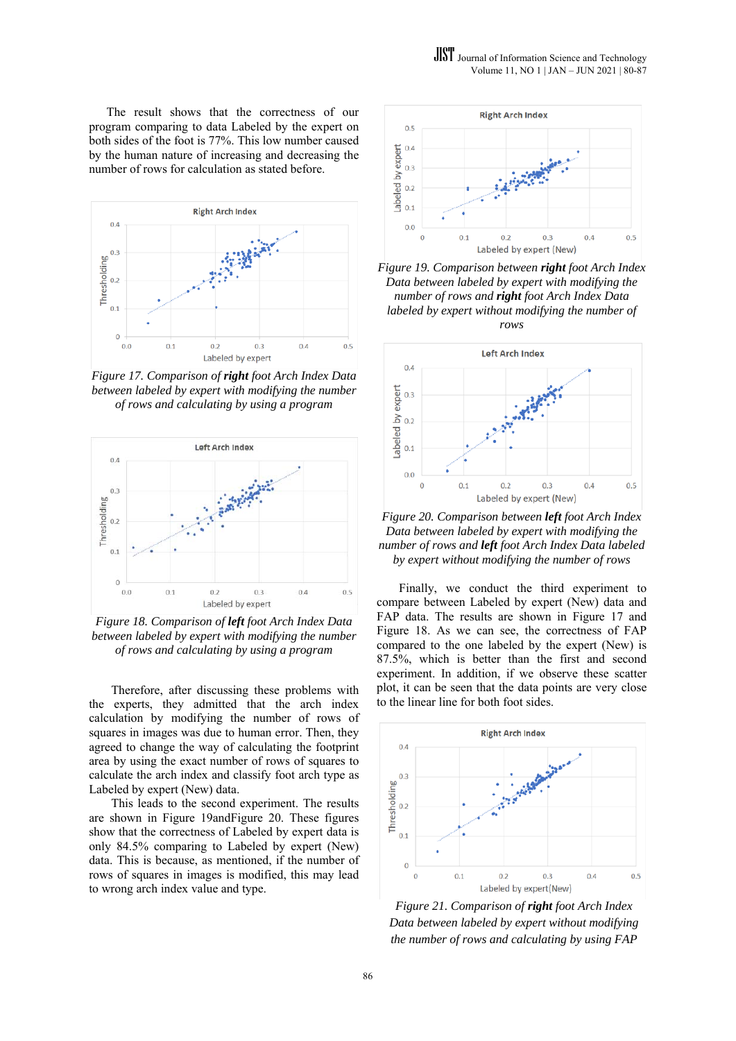The result shows that the correctness of our program comparing to data Labeled by the expert on both sides of the foot is 77%. This low number caused by the human nature of increasing and decreasing the number of rows for calculation as stated before.

*Figure 17. Comparison of **right** foot Arch Index Data between labeled by expert with modifying the number of rows and calculating by using a program*

*Figure 18. Comparison of **left** foot Arch Index Data between labeled by expert with modifying the number of rows and calculating by using a program*

Therefore, after discussing these problems with the experts, they admitted that the arch index calculation by modifying the number of rows of squares in images was due to human error. Then, they agreed to change the way of calculating the footprint area by using the exact number of rows of squares to calculate the arch index and classify foot arch type as Labeled by expert (New) data.

This leads to the second experiment. The results are shown in Figure 19andFigure 20. These figures show that the correctness of Labeled by expert data is only 84.5% comparing to Labeled by expert (New) data. This is because, as mentioned, if the number of rows of squares in images is modified, this may lead to wrong arch index value and type.

*Figure 19. Comparison between **right** foot Arch Index Data between labeled by expert with modifying the number of rows and **right** foot Arch Index Data labeled by expert without modifying the number of rows*

*Figure 20. Comparison between **left** foot Arch Index Data between labeled by expert with modifying the number of rows and **left** foot Arch Index Data labeled by expert without modifying the number of rows*

Finally, we conduct the third experiment to compare between Labeled by expert (New) data and FAP data. The results are shown in Figure 17 and Figure 18. As we can see, the correctness of FAP compared to the one labeled by the expert (New) is 87.5%, which is better than the first and second experiment. In addition, if we observe these scatter plot, it can be seen that the data points are very close to the linear line for both foot sides.

*Figure 21. Comparison of **right** foot Arch Index Data between labeled by expert without modifying the number of rows and calculating by using FAP*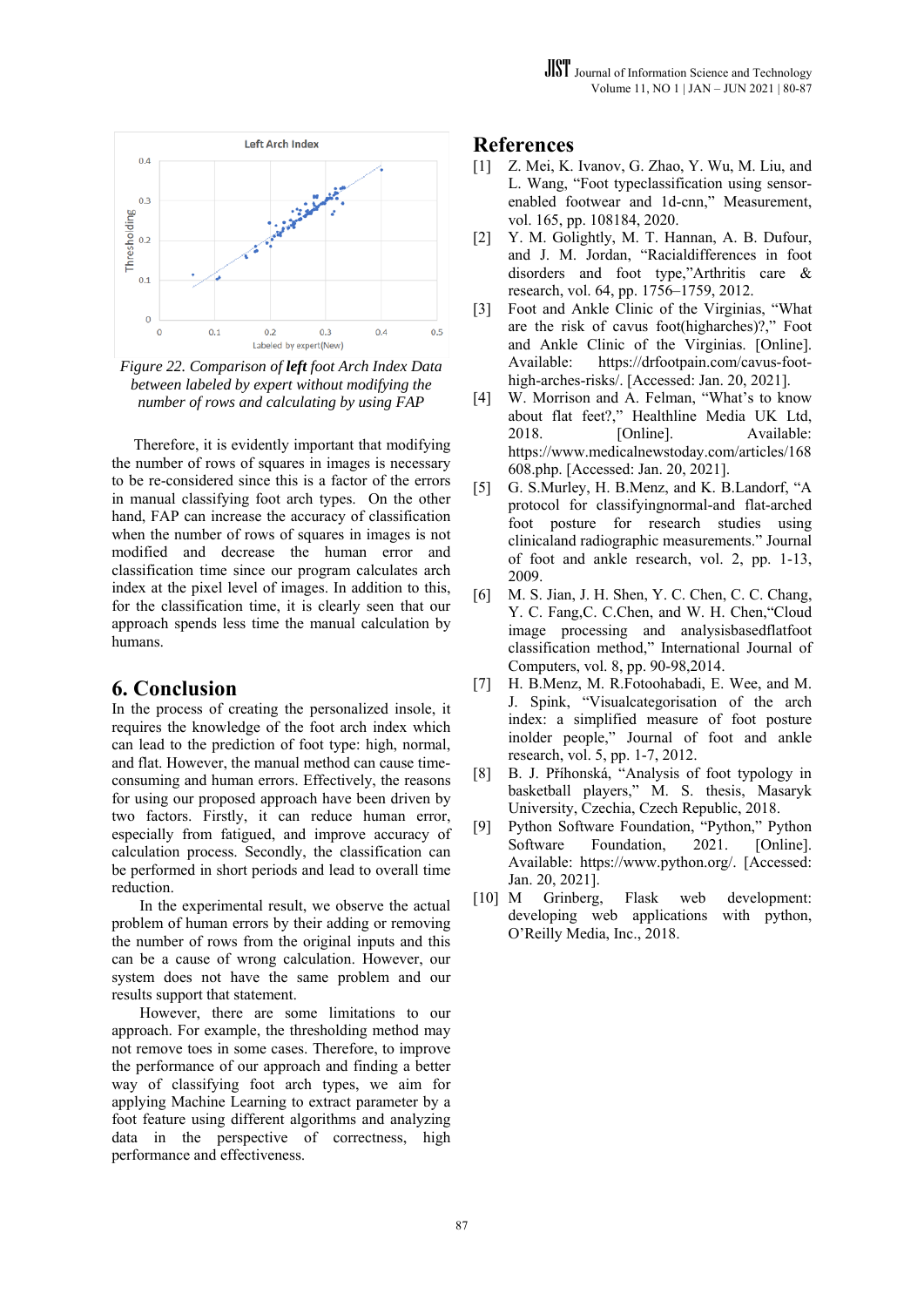Left Arch Index

0.4
0.3
0.2
0.1
0

Thresholding

0 0.1 0.2 0.3 0.4 0.5

Labeled by expert(New)

*Figure 22. Comparison of* ***left*** *foot Arch Index Data between labeled by expert without modifying the number of rows and calculating by using FAP*

Therefore, it is evidently important that modifying the number of rows of squares in images is necessary to be re-considered since this is a factor of the errors in manual classifying foot arch types. On the other hand, FAP can increase the accuracy of classification when the number of rows of squares in images is not modified and decrease the human error and classification time since our program calculates arch index at the pixel level of images. In addition to this, for the classification time, it is clearly seen that our approach spends less time the manual calculation by humans.

## 6. Conclusion

In the process of creating the personalized insole, it requires the knowledge of the foot arch index which can lead to the prediction of foot type: high, normal, and flat. However, the manual method can cause time-consuming and human errors. Effectively, the reasons for using our proposed approach have been driven by two factors. Firstly, it can reduce human error, especially from fatigued, and improve accuracy of calculation process. Secondly, the classification can be performed in short periods and lead to overall time reduction.

In the experimental result, we observe the actual problem of human errors by their adding or removing the number of rows from the original inputs and this can be a cause of wrong calculation. However, our system does not have the same problem and our results support that statement.

However, there are some limitations to our approach. For example, the thresholding method may not remove toes in some cases. Therefore, to improve the performance of our approach and finding a better way of classifying foot arch types, we aim for applying Machine Learning to extract parameter by a foot feature using different algorithms and analyzing data in the perspective of correctness, high performance and effectiveness.

## References

[1] Z. Mei, K. Ivanov, G. Zhao, Y. Wu, M. Liu, and L. Wang, "Foot typeclassification using sensor-enabled footwear and 1d-cnn," Measurement, vol. 165, pp. 108184, 2020.

[2] Y. M. Golightly, M. T. Hannan, A. B. Dufour, and J. M. Jordan, "Racialdifferences in foot disorders and foot type,"Arthritis care & research, vol. 64, pp. 1756–1759, 2012.

[3] Foot and Ankle Clinic of the Virginias, "What are the risk of cavus foot(higharches)?," Foot and Ankle Clinic of the Virginias. [Online]. Available: https://drfootpain.com/cavus-foot-high-arches-risks/. [Accessed: Jan. 20, 2021].

[4] W. Morrison and A. Felman, "What's to know about flat feet?," Healthline Media UK Ltd, 2018. [Online]. Available: https://www.medicalnewstoday.com/articles/168608.php. [Accessed: Jan. 20, 2021].

[5] G. S.Murley, H. B.Menz, and K. B.Landorf, "A protocol for classifyingnormal-and flat-arched foot posture for research studies using clinicaland radiographic measurements." Journal of foot and ankle research, vol. 2, pp. 1-13, 2009.

[6] M. S. Jian, J. H. Shen, Y. C. Chen, C. C. Chang, Y. C. Fang,C. C.Chen, and W. H. Chen,"Cloud image processing and analysisbasedflatfoot classification method," International Journal of Computers, vol. 8, pp. 90-98,2014.

[7] H. B.Menz, M. R.Fotoohabadi, E. Wee, and M. J. Spink, "Visualcategorisation of the arch index: a simplified measure of foot posture inolder people," Journal of foot and ankle research, vol. 5, pp. 1-7, 2012.

[8] B. J. Příhonská, "Analysis of foot typology in basketball players," M. S. thesis, Masaryk University, Czechia, Czech Republic, 2018.

[9] Python Software Foundation, "Python," Python Software Foundation, 2021. [Online]. Available: https://www.python.org/. [Accessed: Jan. 20, 2021].

[10] M Grinberg, Flask web development: developing web applications with python, O'Reilly Media, Inc., 2018.